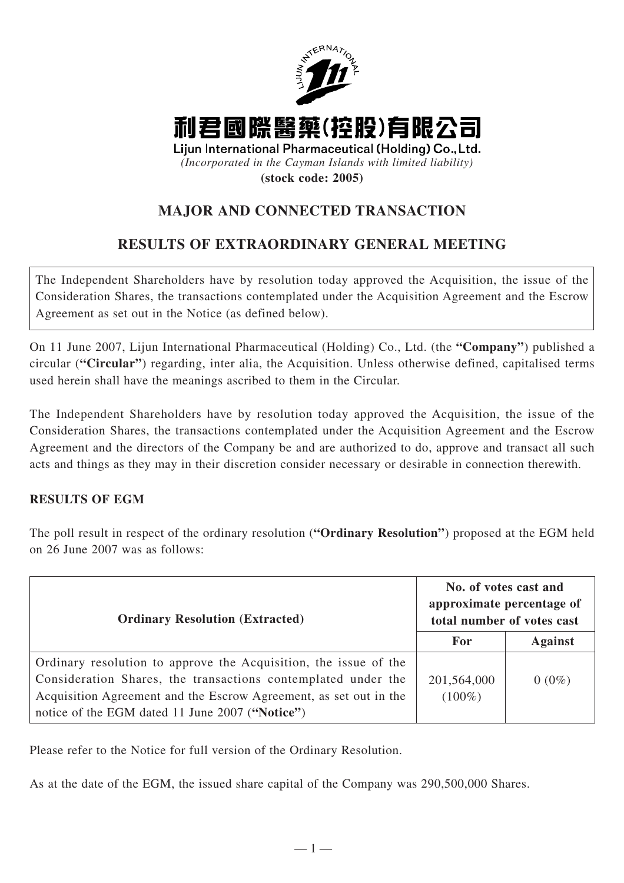# 利君國際醫藥(控股)有限公司

Lijun International Pharmaceutical (Holding) Co., Ltd.

*(Incorporated in the Cayman Islands with limited liability)*

**(stock code: 2005)**

## MAJOR AND CONNECTED TRANSACTION

## RESULTS OF EXTRAORDINARY GENERAL MEETING

The Independent Shareholders have by resolution today approved the Acquisition, the issue of the Consideration Shares, the transactions contemplated under the Acquisition Agreement and the Escrow Agreement as set out in the Notice (as defined below).

On 11 June 2007, Lijun International Pharmaceutical (Holding) Co., Ltd. (the **"Company"**) published a circular (**"Circular"**) regarding, inter alia, the Acquisition. Unless otherwise defined, capitalised terms used herein shall have the meanings ascribed to them in the Circular.

The Independent Shareholders have by resolution today approved the Acquisition, the issue of the Consideration Shares, the transactions contemplated under the Acquisition Agreement and the Escrow Agreement and the directors of the Company be and are authorized to do, approve and transact all such acts and things as they may in their discretion consider necessary or desirable in connection therewith.

### RESULTS OF EGM

The poll result in respect of the ordinary resolution (**"Ordinary Resolution"**) proposed at the EGM held on 26 June 2007 was as follows:

| Ordinary Resolution (Extracted) | No. of votes cast and approximate percentage of total number of votes cast | |
|---|---|---|
| | For | Against |
| Ordinary resolution to approve the Acquisition, the issue of the Consideration Shares, the transactions contemplated under the Acquisition Agreement and the Escrow Agreement, as set out in the notice of the EGM dated 11 June 2007 (**"Notice"**) | 201,564,000 (100%) | 0 (0%) |

Please refer to the Notice for full version of the Ordinary Resolution.

As at the date of the EGM, the issued share capital of the Company was 290,500,000 Shares.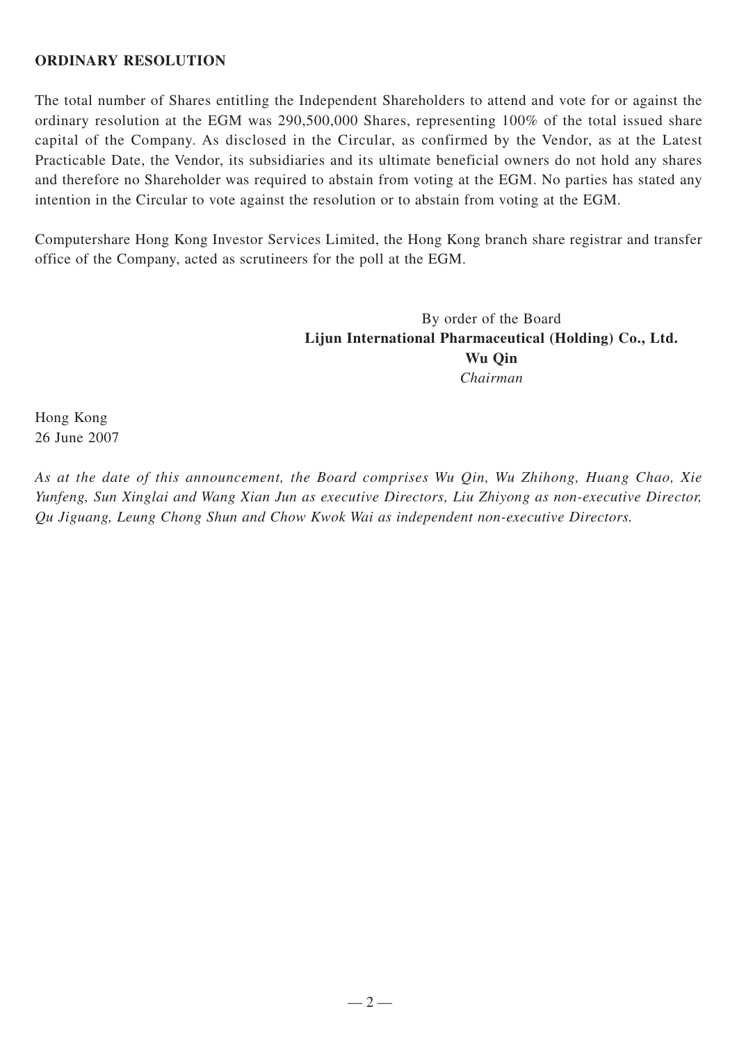**ORDINARY RESOLUTION**

The total number of Shares entitling the Independent Shareholders to attend and vote for or against the ordinary resolution at the EGM was 290,500,000 Shares, representing 100% of the total issued share capital of the Company. As disclosed in the Circular, as confirmed by the Vendor, as at the Latest Practicable Date, the Vendor, its subsidiaries and its ultimate beneficial owners do not hold any shares and therefore no Shareholder was required to abstain from voting at the EGM. No parties has stated any intention in the Circular to vote against the resolution or to abstain from voting at the EGM.

Computershare Hong Kong Investor Services Limited, the Hong Kong branch share registrar and transfer office of the Company, acted as scrutineers for the poll at the EGM.

By order of the Board
**Lijun International Pharmaceutical (Holding) Co., Ltd.**
**Wu Qin**
*Chairman*

Hong Kong
26 June 2007

*As at the date of this announcement, the Board comprises Wu Qin, Wu Zhihong, Huang Chao, Xie Yunfeng, Sun Xinglai and Wang Xian Jun as executive Directors, Liu Zhiyong as non-executive Director, Qu Jiguang, Leung Chong Shun and Chow Kwok Wai as independent non-executive Directors.*